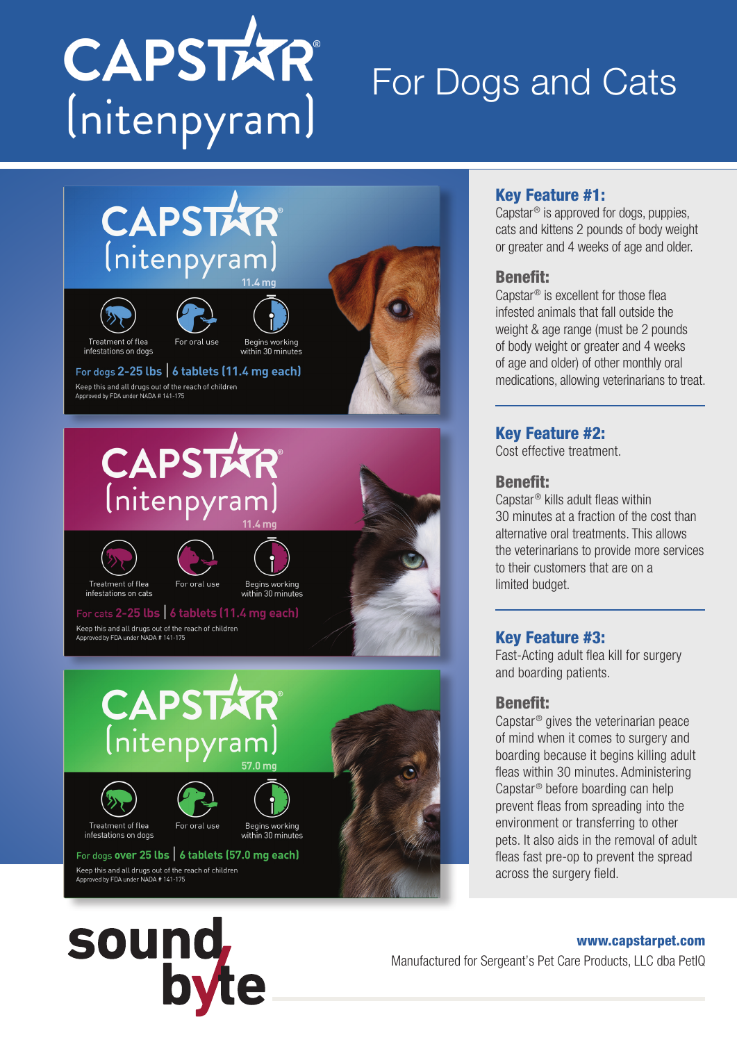# CAPSTAR® (nitenpyram)

## For Dogs and Cats

**CAPSTAR® (nitenpyram)** 11.4 mg

Treatment of flea infestations on dogs | For oral use | Begins working within 30 minutes

For dogs **2-25 lbs** | **6 tablets (11.4 mg each)**

Keep this and all drugs out of the reach of children
Approved by FDA under NADA # 141-175

**CAPSTAR® (nitenpyram)** 11.4 mg

Treatment of flea infestations on cats | For oral use | Begins working within 30 minutes

For cats **2-25 lbs** | **6 tablets (11.4 mg each)**

Keep this and all drugs out of the reach of children
Approved by FDA under NADA # 141-175

**CAPSTAR® (nitenpyram)** 57.0 mg

Treatment of flea infestations on dogs | For oral use | Begins working within 30 minutes

For dogs **over 25 lbs** | **6 tablets (57.0 mg each)**

Keep this and all drugs out of the reach of children
Approved by FDA under NADA # 141-175

### Key Feature #1:

Capstar® is approved for dogs, puppies, cats and kittens 2 pounds of body weight or greater and 4 weeks of age and older.

**Benefit:**

Capstar® is excellent for those flea infested animals that fall outside the weight & age range (must be 2 pounds of body weight or greater and 4 weeks of age and older) of other monthly oral medications, allowing veterinarians to treat.

### Key Feature #2:

Cost effective treatment.

**Benefit:**

Capstar® kills adult fleas within 30 minutes at a fraction of the cost than alternative oral treatments. This allows the veterinarians to provide more services to their customers that are on a limited budget.

### Key Feature #3:

Fast-Acting adult flea kill for surgery and boarding patients.

**Benefit:**

Capstar® gives the veterinarian peace of mind when it comes to surgery and boarding because it begins killing adult fleas within 30 minutes. Administering Capstar® before boarding can help prevent fleas from spreading into the environment or transferring to other pets. It also aids in the removal of adult fleas fast pre-op to prevent the spread across the surgery field.

**sound byte**

**www.capstarpet.com**

Manufactured for Sergeant's Pet Care Products, LLC dba PetIQ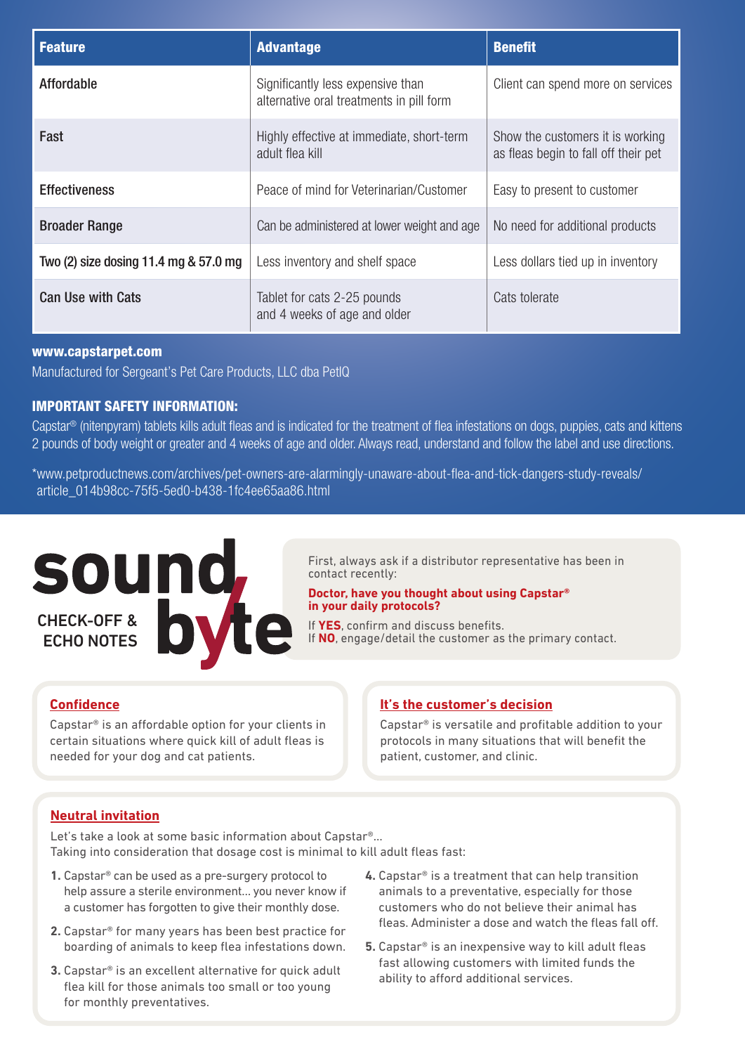| Feature | Advantage | Benefit |
|---|---|---|
| Affordable | Significantly less expensive than alternative oral treatments in pill form | Client can spend more on services |
| Fast | Highly effective at immediate, short-term adult flea kill | Show the customers it is working as fleas begin to fall off their pet |
| Effectiveness | Peace of mind for Veterinarian/Customer | Easy to present to customer |
| Broader Range | Can be administered at lower weight and age | No need for additional products |
| Two (2) size dosing 11.4 mg & 57.0 mg | Less inventory and shelf space | Less dollars tied up in inventory |
| Can Use with Cats | Tablet for cats 2-25 pounds and 4 weeks of age and older | Cats tolerate |

**www.capstarpet.com**

Manufactured for Sergeant's Pet Care Products, LLC dba PetIQ

**IMPORTANT SAFETY INFORMATION:**

Capstar® (nitenpyram) tablets kills adult fleas and is indicated for the treatment of flea infestations on dogs, puppies, cats and kittens 2 pounds of body weight or greater and 4 weeks of age and older. Always read, understand and follow the label and use directions.

*www.petproductnews.com/archives/pet-owners-are-alarmingly-unaware-about-flea-and-tick-dangers-study-reveals/article_014b98cc-75f5-5ed0-b438-1fc4ee65aa86.html

# sound byte

CHECK-OFF & ECHO NOTES

First, always ask if a distributor representative has been in contact recently:

**Doctor, have you thought about using Capstar® in your daily protocols?**

If **YES**, confirm and discuss benefits.
If **NO**, engage/detail the customer as the primary contact.

## Confidence

Capstar® is an affordable option for your clients in certain situations where quick kill of adult fleas is needed for your dog and cat patients.

## It's the customer's decision

Capstar® is versatile and profitable addition to your protocols in many situations that will benefit the patient, customer, and clinic.

## Neutral invitation

Let's take a look at some basic information about Capstar®...
Taking into consideration that dosage cost is minimal to kill adult fleas fast:

1. Capstar® can be used as a pre-surgery protocol to help assure a sterile environment... you never know if a customer has forgotten to give their monthly dose.
2. Capstar® for many years has been best practice for boarding of animals to keep flea infestations down.
3. Capstar® is an excellent alternative for quick adult flea kill for those animals too small or too young for monthly preventatives.
4. Capstar® is a treatment that can help transition animals to a preventative, especially for those customers who do not believe their animal has fleas. Administer a dose and watch the fleas fall off.
5. Capstar® is an inexpensive way to kill adult fleas fast allowing customers with limited funds the ability to afford additional services.